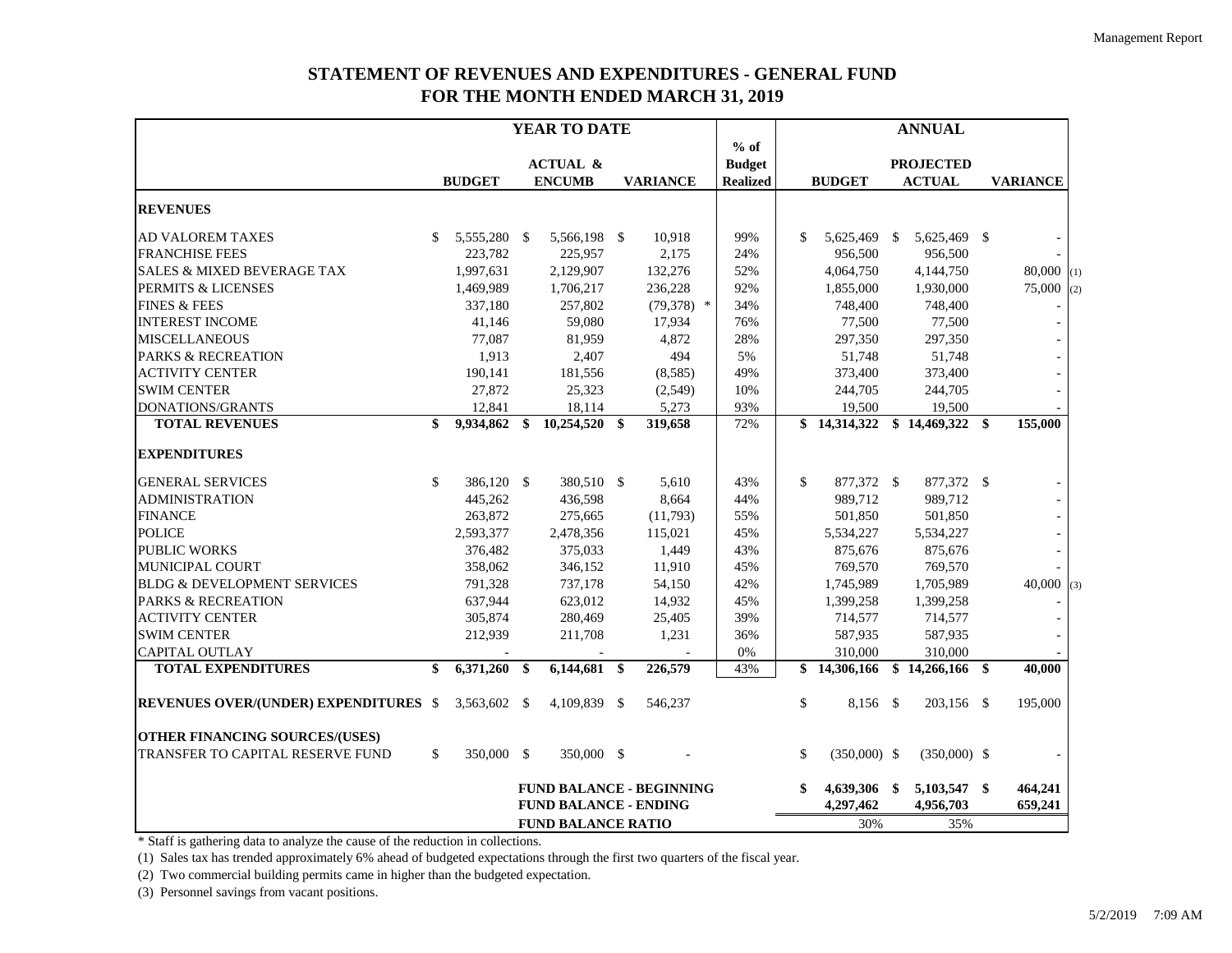# STATEMENT OF REVENUES AND EXPENDITURES - GENERAL FUND
# FOR THE MONTH ENDED MARCH 31, 2019

| | YEAR TO DATE | | | % of | ANNUAL | | |
|---|---|---|---|---|---|---|---|
| | BUDGET | ACTUAL & ENCUMB | VARIANCE | Budget Realized | BUDGET | PROJECTED ACTUAL | VARIANCE |
| **REVENUES** | | | | | | | |
| AD VALOREM TAXES | $ 5,555,280 | $ 5,566,198 | $ 10,918 | 99% | $ 5,625,469 | $ 5,625,469 | $ - |
| FRANCHISE FEES | 223,782 | 225,957 | 2,175 | 24% | 956,500 | 956,500 | - |
| SALES & MIXED BEVERAGE TAX | 1,997,631 | 2,129,907 | 132,276 | 52% | 4,064,750 | 4,144,750 | 80,000 (1) |
| PERMITS & LICENSES | 1,469,989 | 1,706,217 | 236,228 | 92% | 1,855,000 | 1,930,000 | 75,000 (2) |
| FINES & FEES | 337,180 | 257,802 | (79,378) * | 34% | 748,400 | 748,400 | - |
| INTEREST INCOME | 41,146 | 59,080 | 17,934 | 76% | 77,500 | 77,500 | - |
| MISCELLANEOUS | 77,087 | 81,959 | 4,872 | 28% | 297,350 | 297,350 | - |
| PARKS & RECREATION | 1,913 | 2,407 | 494 | 5% | 51,748 | 51,748 | - |
| ACTIVITY CENTER | 190,141 | 181,556 | (8,585) | 49% | 373,400 | 373,400 | - |
| SWIM CENTER | 27,872 | 25,323 | (2,549) | 10% | 244,705 | 244,705 | - |
| DONATIONS/GRANTS | 12,841 | 18,114 | 5,273 | 93% | 19,500 | 19,500 | - |
| **TOTAL REVENUES** | **$ 9,934,862** | **$ 10,254,520** | **$ 319,658** | 72% | **$ 14,314,322** | **$ 14,469,322** | **$ 155,000** |
| **EXPENDITURES** | | | | | | | |
| GENERAL SERVICES | $ 386,120 | $ 380,510 | $ 5,610 | 43% | $ 877,372 | $ 877,372 | $ - |
| ADMINISTRATION | 445,262 | 436,598 | 8,664 | 44% | 989,712 | 989,712 | - |
| FINANCE | 263,872 | 275,665 | (11,793) | 55% | 501,850 | 501,850 | - |
| POLICE | 2,593,377 | 2,478,356 | 115,021 | 45% | 5,534,227 | 5,534,227 | - |
| PUBLIC WORKS | 376,482 | 375,033 | 1,449 | 43% | 875,676 | 875,676 | - |
| MUNICIPAL COURT | 358,062 | 346,152 | 11,910 | 45% | 769,570 | 769,570 | - |
| BLDG & DEVELOPMENT SERVICES | 791,328 | 737,178 | 54,150 | 42% | 1,745,989 | 1,705,989 | 40,000 (3) |
| PARKS & RECREATION | 637,944 | 623,012 | 14,932 | 45% | 1,399,258 | 1,399,258 | - |
| ACTIVITY CENTER | 305,874 | 280,469 | 25,405 | 39% | 714,577 | 714,577 | - |
| SWIM CENTER | 212,939 | 211,708 | 1,231 | 36% | 587,935 | 587,935 | - |
| CAPITAL OUTLAY | - | - | - | 0% | 310,000 | 310,000 | - |
| **TOTAL EXPENDITURES** | **$ 6,371,260** | **$ 6,144,681** | **$ 226,579** | 43% | **$ 14,306,166** | **$ 14,266,166** | **$ 40,000** |
| **REVENUES OVER/(UNDER) EXPENDITURES** | $ 3,563,602 | $ 4,109,839 | $ 546,237 | | $ 8,156 | $ 203,156 | $ 195,000 |
| **OTHER FINANCING SOURCES/(USES)** | | | | | | | |
| TRANSFER TO CAPITAL RESERVE FUND | $ 350,000 | $ 350,000 | $ - | | $ (350,000) | $ (350,000) | $ - |
| | | **FUND BALANCE - BEGINNING** | | | **$ 4,639,306** | **$ 5,103,547** | **$ 464,241** |
| | | **FUND BALANCE - ENDING** | | | **4,297,462** | **4,956,703** | **659,241** |
| | | **FUND BALANCE RATIO** | | | 30% | 35% | |

* Staff is gathering data to analyze the cause of the reduction in collections.

(1) Sales tax has trended approximately 6% ahead of budgeted expectations through the first two quarters of the fiscal year.

(2) Two commercial building permits came in higher than the budgeted expectation.

(3) Personnel savings from vacant positions.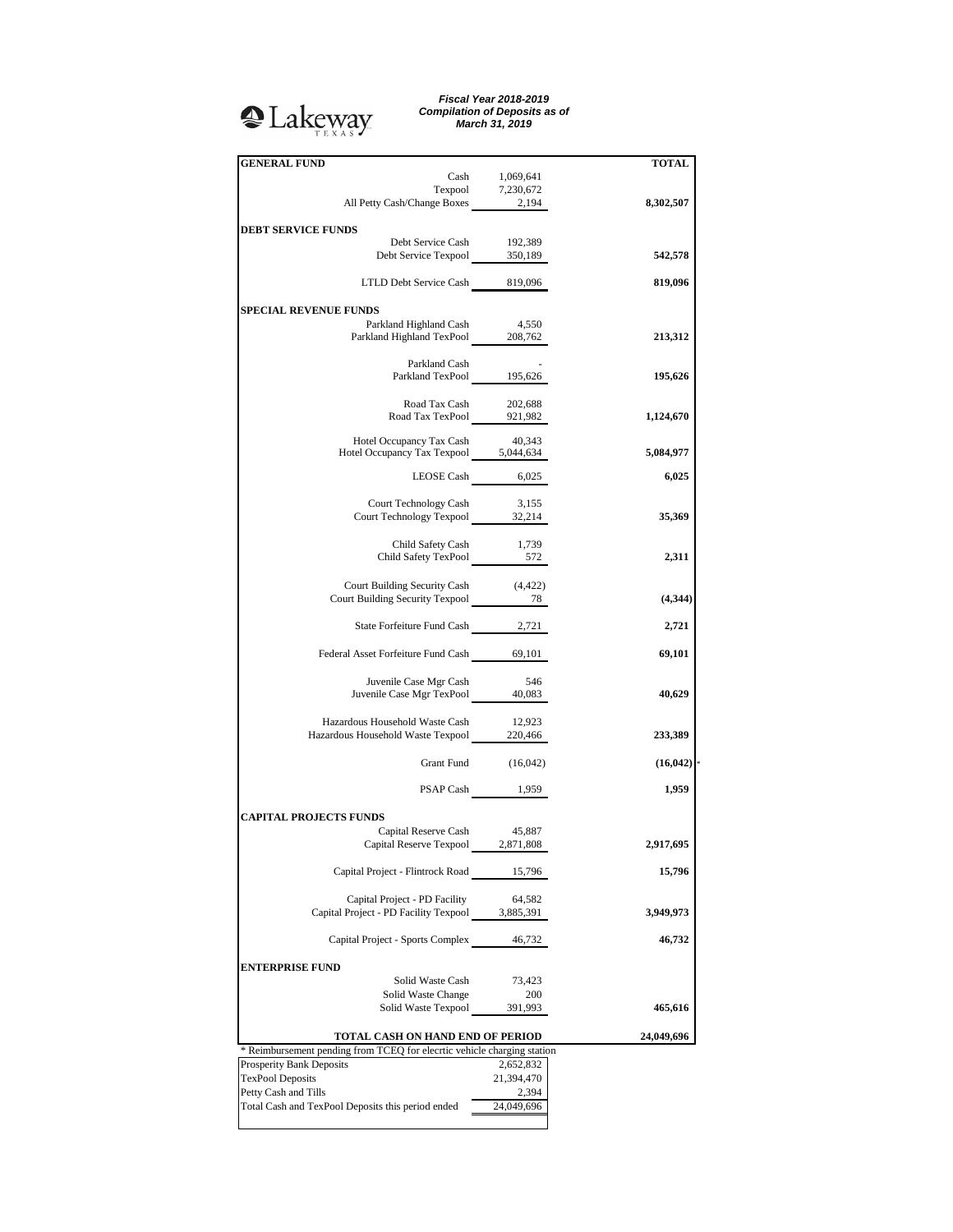Lakeway TEXAS

***Fiscal Year 2018-2019***
***Compilation of Deposits as of***
***March 31, 2019***

| | | |
|---|---|---|
| **GENERAL FUND** | | **TOTAL** |
| Cash | 1,069,641 | |
| Texpool | 7,230,672 | |
| All Petty Cash/Change Boxes | 2,194 | **8,302,507** |
| **DEBT SERVICE FUNDS** | | |
| Debt Service Cash | 192,389 | |
| Debt Service Texpool | 350,189 | **542,578** |
| LTLD Debt Service Cash | 819,096 | **819,096** |
| **SPECIAL REVENUE FUNDS** | | |
| Parkland Highland Cash | 4,550 | |
| Parkland Highland TexPool | 208,762 | **213,312** |
| Parkland Cash | - | |
| Parkland TexPool | 195,626 | **195,626** |
| Road Tax Cash | 202,688 | |
| Road Tax TexPool | 921,982 | **1,124,670** |
| Hotel Occupancy Tax Cash | 40,343 | |
| Hotel Occupancy Tax Texpool | 5,044,634 | **5,084,977** |
| LEOSE Cash | 6,025 | **6,025** |
| Court Technology Cash | 3,155 | |
| Court Technology Texpool | 32,214 | **35,369** |
| Child Safety Cash | 1,739 | |
| Child Safety TexPool | 572 | **2,311** |
| Court Building Security Cash | (4,422) | |
| Court Building Security Texpool | 78 | **(4,344)** |
| State Forfeiture Fund Cash | 2,721 | **2,721** |
| Federal Asset Forfeiture Fund Cash | 69,101 | **69,101** |
| Juvenile Case Mgr Cash | 546 | |
| Juvenile Case Mgr TexPool | 40,083 | **40,629** |
| Hazardous Household Waste Cash | 12,923 | |
| Hazardous Household Waste Texpool | 220,466 | **233,389** |
| Grant Fund | (16,042) | **(16,042)** * |
| PSAP Cash | 1,959 | **1,959** |
| **CAPITAL PROJECTS FUNDS** | | |
| Capital Reserve Cash | 45,887 | |
| Capital Reserve Texpool | 2,871,808 | **2,917,695** |
| Capital Project - Flintrock Road | 15,796 | **15,796** |
| Capital Project - PD Facility | 64,582 | |
| Capital Project - PD Facility Texpool | 3,885,391 | **3,949,973** |
| Capital Project - Sports Complex | 46,732 | **46,732** |
| **ENTERPRISE FUND** | | |
| Solid Waste Cash | 73,423 | |
| Solid Waste Change | 200 | |
| Solid Waste Texpool | 391,993 | **465,616** |
| **TOTAL CASH ON HAND END OF PERIOD** | | **24,049,696** |

* Reimbursement pending from TCEQ for elecrtic vehicle charging station

| | |
|---|---|
| Prosperity Bank Deposits | 2,652,832 |
| TexPool Deposits | 21,394,470 |
| Petty Cash and Tills | 2,394 |
| Total Cash and TexPool Deposits this period ended | 24,049,696 |